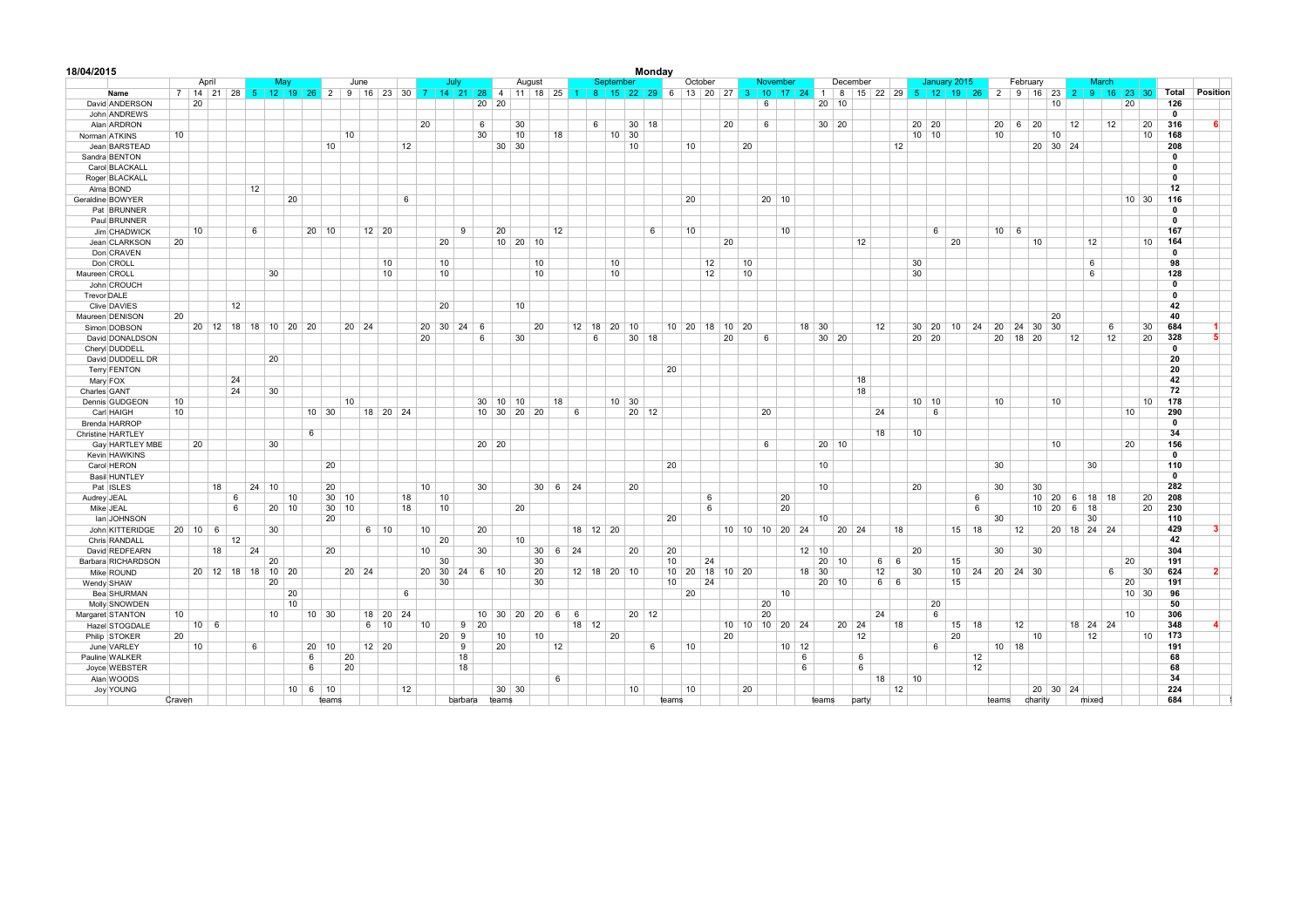18/04/2015

Monday

| | April | | | | May | | | | June | | | | | July | | | | August | | | | September | | | | | October | | | | November | | | | December | | | | | January 2015 | | | | February | | | | March | | | | | | |
|---|---|---|---|---|---|---|---|---|---|---|---|---|---|---|---|---|---|---|---|---|---|---|---|---|---|---|---|---|---|---|---|---|---|---|---|---|---|---|---|---|---|---|---|---|---|---|---|---|---|---|---|---|---|---|
| **Name** | 7 | 14 | 21 | 28 | 5 | 12 | 19 | 26 | 2 | 9 | 16 | 23 | 30 | 7 | 14 | 21 | 28 | 4 | 11 | 18 | 25 | 1 | 8 | 15 | 22 | 29 | 6 | 13 | 20 | 27 | 3 | 10 | 17 | 24 | 1 | 8 | 15 | 22 | 29 | 5 | 12 | 19 | 26 | 2 | 9 | 16 | 23 | 2 | 9 | 16 | 23 | 30 | **Total** | **Position** |
| David ANDERSON | | 20 | | | | | | | | | | | | | | | 20 | 20 | | | | | | | | | | | | | | 6 | | | 20 | 10 | | | | | | | | | | | 10 | | | | 20 | | 126 | |
| John ANDREWS | | | | | | | | | | | | | | | | | | | | | | | | | | | | | | | | | | | | | | | | | | | | | | | | | | | | | 0 | |
| Alan ARDRON | | | | | | | | | | | | | | 20 | | | 6 | | 30 | | | | 6 | | 30 | 18 | | | | 20 | | 6 | | | 30 | 20 | | | | 20 | 20 | | | 20 | 6 | 20 | | 12 | | 12 | | 20 | 316 | 6 |
| Norman ATKINS | 10 | | | | | | | | | 10 | | | | | | | 30 | | 10 | | 18 | | | 10 | 30 | | | | | | | | | | | | | | | 10 | 10 | | | 10 | | | 10 | | | | | 10 | 168 | |
| Jean BARSTEAD | | | | | | | | | 10 | | | | 12 | | | | | 30 | 30 | | | | | | 10 | | | 10 | | | 20 | | | | | | | | 12 | | | | | | | 20 | 30 | 24 | | | | | 208 | |
| Sandra BENTON | | | | | | | | | | | | | | | | | | | | | | | | | | | | | | | | | | | | | | | | | | | | | | | | | | | | | 0 | |
| Carol BLACKALL | | | | | | | | | | | | | | | | | | | | | | | | | | | | | | | | | | | | | | | | | | | | | | | | | | | | | 0 | |
| Roger BLACKALL | | | | | | | | | | | | | | | | | | | | | | | | | | | | | | | | | | | | | | | | | | | | | | | | | | | | | 0 | |
| Alma BOND | | | | | 12 | | | | | | | | | | | | | | | | | | | | | | | | | | | | | | | | | | | | | | | | | | | | | | | | 12 | |
| Geraldine BOWYER | | | | | | | 20 | | | | | | 6 | | | | | | | | | | | | | | | 20 | | | | 20 | 10 | | | | | | | | | | | | | | | | | | 10 | 30 | 116 | |
| Pat BRUNNER | | | | | | | | | | | | | | | | | | | | | | | | | | | | | | | | | | | | | | | | | | | | | | | | | | | | | 0 | |
| Paul BRUNNER | | | | | | | | | | | | | | | | | | | | | | | | | | | | | | | | | | | | | | | | | | | | | | | | | | | | | 0 | |
| Jim CHADWICK | | 10 | | | 6 | | | 20 | 10 | | 12 | 20 | | | | 9 | | 20 | | | 12 | | | | | 6 | | 10 | | | | | 10 | | | | | | | | 6 | | | 10 | 6 | | | | | | | | 167 | |
| Jean CLARKSON | 20 | | | | | | | | | | | | | | 20 | | | 10 | 20 | 10 | | | | | | | | | | 20 | | | | | | | 12 | | | | | 20 | | | | 10 | | | 12 | | | 10 | 164 | |
| Don CRAVEN | | | | | | | | | | | | | | | | | | | | | | | | | | | | | | | | | | | | | | | | | | | | | | | | | | | | | 0 | |
| Don CROLL | | | | | | | | | | | | 10 | | | 10 | | | | | 10 | | | | 10 | | | | | 12 | | 10 | | | | | | | | | 30 | | | | | | | | | 6 | | | | 98 | |
| Maureen CROLL | | | | | | 30 | | | | | | 10 | | | 10 | | | | | 10 | | | | 10 | | | | | 12 | | 10 | | | | | | | | | 30 | | | | | | | | | 6 | | | | 128 | |
| John CROUCH | | | | | | | | | | | | | | | | | | | | | | | | | | | | | | | | | | | | | | | | | | | | | | | | | | | | | 0 | |
| Trevor DALE | | | | | | | | | | | | | | | | | | | | | | | | | | | | | | | | | | | | | | | | | | | | | | | | | | | | | 0 | |
| Clive DAVIES | | | | 12 | | | | | | | | | | | 20 | | | | 10 | | | | | | | | | | | | | | | | | | | | | | | | | | | | | | | | | | 42 | |
| Maureen DENISON | 20 | | | | | | | | | | | | | | | | | | | | | | | | | | | | | | | | | | | | | | | | | | | | | | 20 | | | | | | 40 | |
| Simon DOBSON | | 20 | 12 | 18 | 18 | 10 | 20 | 20 | | 20 | 24 | | | 20 | 30 | 24 | 6 | | | 20 | | 12 | 18 | 20 | 10 | | 10 | 20 | 18 | 10 | 20 | | | 18 | 30 | | | 12 | | 30 | 20 | 10 | 24 | 20 | 24 | 30 | 30 | | | 6 | | 30 | 684 | 1 |
| David DONALDSON | | | | | | | | | | | | | | 20 | | | 6 | | 30 | | | | 6 | | 30 | 18 | | | | 20 | | 6 | | | 30 | 20 | | | | 20 | 20 | | | 20 | 18 | 20 | | 12 | | 12 | | 20 | 328 | 5 |
| Cheryl DUDDELL | | | | | | | | | | | | | | | | | | | | | | | | | | | | | | | | | | | | | | | | | | | | | | | | | | | | | 0 | |
| David DUDDELL DR | | | | | | 20 | | | | | | | | | | | | | | | | | | | | | | | | | | | | | | | | | | | | | | | | | | | | | | | 20 | |
| Terry FENTON | | | | | | | | | | | | | | | | | | | | | | | | | | | 20 | | | | | | | | | | | | | | | | | | | | | | | | | | 20 | |
| Mary FOX | | | | 24 | | | | | | | | | | | | | | | | | | | | | | | | | | | | | | | | | 18 | | | | | | | | | | | | | | | | 42 | |
| Charles GANT | | | | 24 | | 30 | | | | | | | | | | | | | | | | | | | | | | | | | | | | | | | 18 | | | | | | | | | | | | | | | | 72 | |
| Dennis GUDGEON | 10 | | | | | | | | | 10 | | | | | | | 30 | 10 | 10 | | 18 | | | 10 | 30 | | | | | | | | | | | | | | | 10 | 10 | | | 10 | | | 10 | | | | | 10 | 178 | |
| Carl HAIGH | 10 | | | | | | | 10 | 30 | | 18 | 20 | 24 | | | | 10 | 30 | 20 | 20 | | 6 | | | 20 | 12 | | | | | | 20 | | | | | | 24 | | | 6 | | | | | | | | | | 10 | | 290 | |
| Brenda HARROP | | | | | | | | | | | | | | | | | | | | | | | | | | | | | | | | | | | | | | | | | | | | | | | | | | | | | 0 | |
| Christine HARTLEY | | | | | | | | 6 | | | | | | | | | | | | | | | | | | | | | | | | | | | | | | 18 | | 10 | | | | | | | | | | | | | 34 | |
| Gay HARTLEY MBE | | 20 | | | | 30 | | | | | | | | | | | 20 | 20 | | | | | | | | | | | | | | 6 | | | 20 | 10 | | | | | | | | | | | 10 | | | | 20 | | 156 | |
| Kevin HAWKINS | | | | | | | | | | | | | | | | | | | | | | | | | | | | | | | | | | | | | | | | | | | | | | | | | | | | | 0 | |
| Carol HERON | | | | | | | | | 20 | | | | | | | | | | | | | | | | | | 20 | | | | | | | | 10 | | | | | | | | | 30 | | | | | | 30 | | | 110 | |
| Basil HUNTLEY | | | | | | | | | | | | | | | | | | | | | | | | | | | | | | | | | | | | | | | | | | | | | | | | | | | | | 0 | |
| Pat ISLES | | | 18 | | 24 | 10 | | | 20 | | | | | 10 | | | 30 | | | 30 | 6 | 24 | | | 20 | | | | | | | | | | 10 | | | | | 20 | | | | 30 | | 30 | | | | | | | 282 | |
| Audrey JEAL | | | | 6 | | | 10 | | 30 | 10 | | | 18 | | 10 | | | | | | | | | | | | | | 6 | | | | 20 | | | | | | | | | | 6 | | | 10 | 20 | 6 | 18 | 18 | | 20 | 208 | |
| Mike JEAL | | | | 6 | | 20 | 10 | | 30 | 10 | | | 18 | | 10 | | | | 20 | | | | | | | | | | 6 | | | | 20 | | | | | | | | | | 6 | | | 10 | 20 | 6 | 18 | | | 20 | 230 | |
| Ian JOHNSON | | | | | | | | | 20 | | | | | | | | | | | | | | | | | | 20 | | | | | | | | 10 | | | | | | | | | 30 | | | | | | 30 | | | 110 | |
| John KITTERIDGE | 20 | 10 | 6 | | | 30 | | | | | 6 | 10 | | 10 | | | 20 | | | | | 18 | 12 | 20 | | | | | | 10 | 10 | 10 | 20 | 24 | | 20 | 24 | | 18 | | | 15 | 18 | | 12 | | 20 | 18 | 24 | 24 | | | 429 | 3 |
| Chris RANDALL | | | | 12 | | | | | | | | | | | 20 | | | | 10 | | | | | | | | | | | | | | | | | | | | | | | | | | | | | | | | | | 42 | |
| David REDFEARN | | | 18 | | 24 | | | | 20 | | | | | 10 | | | 30 | | | 30 | 6 | 24 | | | 20 | | 20 | | | | | | | 12 | 10 | | | | | 20 | | | | 30 | | 30 | | | | | | | 304 | |
| Barbara RICHARDSON | | | | | | 20 | | | | | | | | | 30 | | | | | 30 | | | | | | | 10 | | 24 | | | | | | 20 | 10 | | 6 | 6 | | | 15 | | | | | | | | | 20 | | 191 | |
| Mike ROUND | | 20 | 12 | 18 | 18 | 10 | 20 | | | 20 | 24 | | | 20 | 30 | 24 | 6 | 10 | | 20 | | 12 | 18 | 20 | 10 | | 10 | 20 | 18 | 10 | 20 | | | 18 | 30 | | | 12 | | 30 | | 10 | 24 | 20 | 24 | 30 | | | | 6 | | 30 | 624 | 2 |
| Wendy SHAW | | | | | | 20 | | | | | | | | | 30 | | | | | 30 | | | | | | | 10 | | 24 | | | | | | 20 | 10 | | 6 | 6 | | | 15 | | | | | | | | | 20 | | 191 | |
| Bea SHURMAN | | | | | | | 20 | | | | | | 6 | | | | | | | | | | | | | | | 20 | | | | | 10 | | | | | | | | | | | | | | | | | | 10 | 30 | 96 | |
| Molly SNOWDEN | | | | | | | 10 | | | | | | | | | | | | | | | | | | | | | | | | | 20 | | | | | | | | | 20 | | | | | | | | | | | | 50 | |
| Margaret STANTON | 10 | | | | | 10 | | 10 | 30 | | 18 | 20 | 24 | | | | 10 | 30 | 20 | 20 | 6 | 6 | | | 20 | 12 | | | | | | 20 | | | | | | 24 | | | 6 | | | | | | | | | | 10 | | 306 | |
| Hazel STOGDALE | | 10 | 6 | | | | | | | | 6 | 10 | | 10 | | 9 | 20 | | | | | 18 | 12 | | | | | | | 10 | 10 | 10 | 20 | 24 | | 20 | 24 | | 18 | | | 15 | 18 | | 12 | | | 18 | 24 | 24 | | | 348 | 4 |
| Philip STOKER | 20 | | | | | | | | | | | | | | 20 | 9 | | 10 | | 10 | | | | 20 | | | | | | 20 | | | | | | | 12 | | | | | 20 | | | | 10 | | | 12 | | | 10 | 173 | |
| June VARLEY | | 10 | | | 6 | | | 20 | 10 | | 12 | 20 | | | | 9 | | 20 | | | 12 | | | | | 6 | | 10 | | | | | 10 | 12 | | | | | | | 6 | | | 10 | 18 | | | | | | | | 191 | |
| Pauline WALKER | | | | | | | | 6 | | 20 | | | | | | 18 | | | | | | | | | | | | | | | | | | 6 | | | 6 | | | | | | 12 | | | | | | | | | | 68 | |
| Joyce WEBSTER | | | | | | | | 6 | | 20 | | | | | | 18 | | | | | | | | | | | | | | | | | | 6 | | | 6 | | | | | | 12 | | | | | | | | | | 68 | |
| Alan WOODS | | | | | | | | | | | | | | | | | | | | | 6 | | | | | | | | | | | | | | | | | 18 | | 10 | | | | | | | | | | | | | 34 | |
| Joy YOUNG | | | | | | | 10 | 6 | 10 | | | | 12 | | | | | 30 | 30 | | | | | | 10 | | | 10 | | | 20 | | | | | | | | 12 | | | | | | | 20 | 30 | 24 | | | | | 224 | |
| | Craven | | | | | | | | teams | | | | | | | barbara | | teams | | | | | | | | | teams | | | | | | | | teams | | party | | | | | | | teams | | charity | | | mixed | | | | 684 | |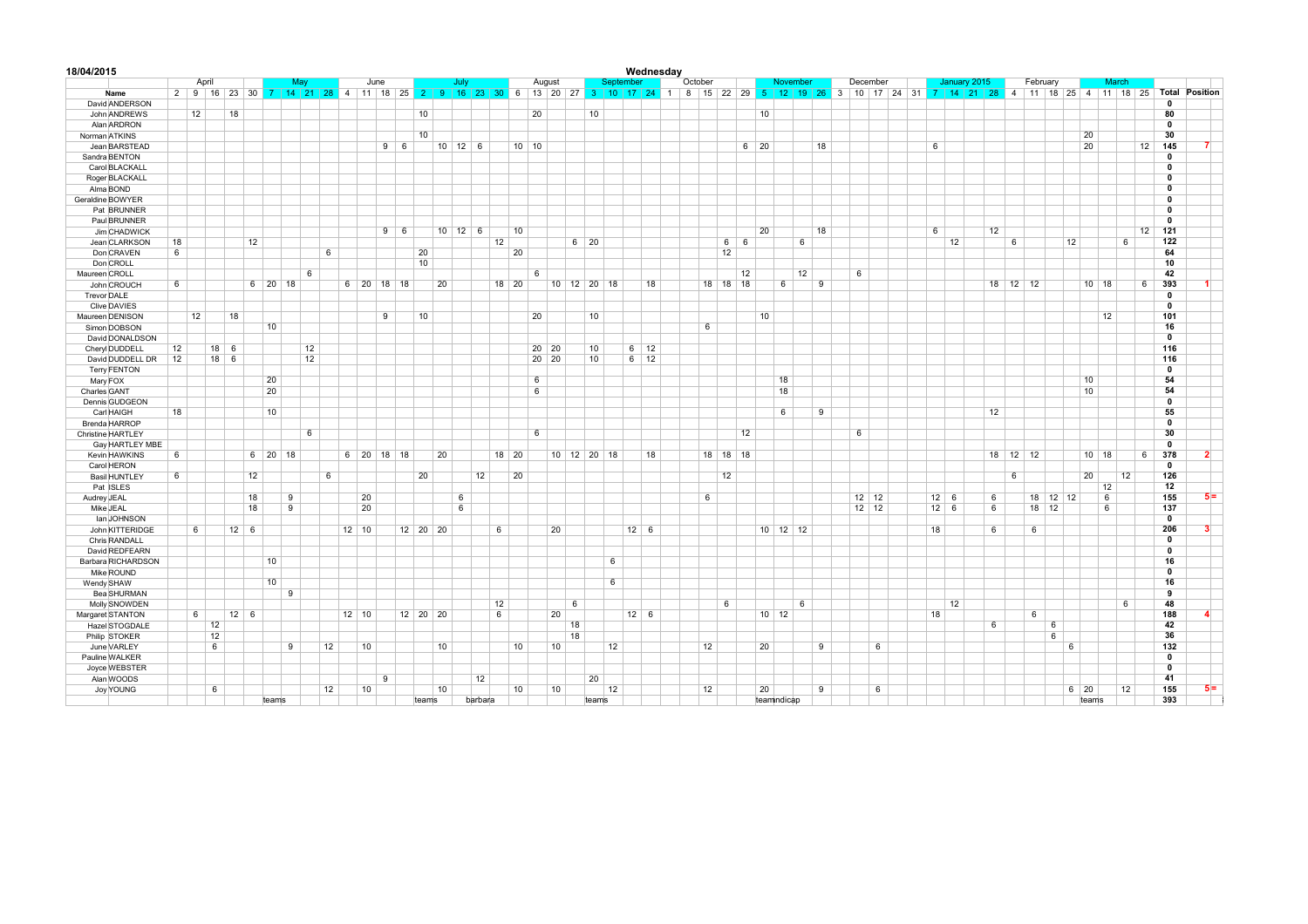18/04/2015

**Wednesday**

| | April | | | | | May | | | | June | | | | July | | | | | August | | | | September | | | | October | | | | | November | | | | December | | | | | January 2015 | | | | February | | | | March | | | | | |
|---|---|---|---|---|---|---|---|---|---|---|---|---|---|---|---|---|---|---|---|---|---|---|---|---|---|---|---|---|---|---|---|---|---|---|---|---|---|---|---|---|---|---|---|---|---|---|---|---|---|---|---|---|---|---|
| **Name** | 2 | 9 | 16 | 23 | 30 | 7 | 14 | 21 | 28 | 4 | 11 | 18 | 25 | 2 | 9 | 16 | 23 | 30 | 6 | 13 | 20 | 27 | 3 | 10 | 17 | 24 | 1 | 8 | 15 | 22 | 29 | 5 | 12 | 19 | 26 | 3 | 10 | 17 | 24 | 31 | 7 | 14 | 21 | 28 | 4 | 11 | 18 | 25 | 4 | 11 | 18 | 25 | **Total** | **Position** |
| David ANDERSON | | | | | | | | | | | | | | | | | | | | | | | | | | | | | | | | | | | | | | | | | | | | | | | | | | | | | 0 | |
| John ANDREWS | | 12 | | 18 | | | | | | | | | | 10 | | | | | | 20 | | | 10 | | | | | | | | | 10 | | | | | | | | | | | | | | | | | | | | | 80 | |
| Alan ARDRON | | | | | | | | | | | | | | | | | | | | | | | | | | | | | | | | | | | | | | | | | | | | | | | | | | | | | 0 | |
| Norman ATKINS | | | | | | | | | | | | | | 10 | | | | | | | | | | | | | | | | | | | | | | | | | | | | | | | | | | | 20 | | | | 30 | |
| Jean BARSTEAD | | | | | | | | | | | | 9 | 6 | | 10 | 12 | 6 | | 10 | 10 | | | | | | | | | | | 6 | 20 | | | 18 | | | | | | 6 | | | | | | | | 20 | | | 12 | 145 | 7 |
| Sandra BENTON | | | | | | | | | | | | | | | | | | | | | | | | | | | | | | | | | | | | | | | | | | | | | | | | | | | | | 0 | |
| Carol BLACKALL | | | | | | | | | | | | | | | | | | | | | | | | | | | | | | | | | | | | | | | | | | | | | | | | | | | | | 0 | |
| Roger BLACKALL | | | | | | | | | | | | | | | | | | | | | | | | | | | | | | | | | | | | | | | | | | | | | | | | | | | | | 0 | |
| Alma BOND | | | | | | | | | | | | | | | | | | | | | | | | | | | | | | | | | | | | | | | | | | | | | | | | | | | | | 0 | |
| Geraldine BOWYER | | | | | | | | | | | | | | | | | | | | | | | | | | | | | | | | | | | | | | | | | | | | | | | | | | | | | 0 | |
| Pat BRUNNER | | | | | | | | | | | | | | | | | | | | | | | | | | | | | | | | | | | | | | | | | | | | | | | | | | | | | 0 | |
| Paul BRUNNER | | | | | | | | | | | | | | | | | | | | | | | | | | | | | | | | | | | | | | | | | | | | | | | | | | | | | 0 | |
| Jim CHADWICK | | | | | | | | | | | | 9 | 6 | | 10 | 12 | 6 | | 10 | | | | | | | | | | | | | 20 | | | 18 | | | | | | 6 | | | 12 | | | | | | | | 12 | 121 | |
| Jean CLARKSON | 18 | | | | 12 | | | | | | | | | | | | | 12 | | | | 6 | 20 | | | | | | | 6 | 6 | | | 6 | | | | | | | | 12 | | | 6 | | | 12 | | | 6 | | 122 | |
| Don CRAVEN | 6 | | | | | | | | 6 | | | | | 20 | | | | | 20 | | | | | | | | | | | 12 | | | | | | | | | | | | | | | | | | | | | | | 64 | |
| Don CROLL | | | | | | | | | | | | | | 10 | | | | | | | | | | | | | | | | | | | | | | | | | | | | | | | | | | | | | | | 10 | |
| Maureen CROLL | | | | | | | | 6 | | | | | | | | | | | | 6 | | | | | | | | | | | 12 | | | 12 | | | 6 | | | | | | | | | | | | | | | | 42 | |
| John CROUCH | 6 | | | | 6 | 20 | 18 | | | 6 | 20 | 18 | 18 | | 20 | | | 18 | 20 | | 10 | 12 | 20 | 18 | | 18 | | | 18 | 18 | 18 | | 6 | | 9 | | | | | | | | | 18 | 12 | 12 | | | 10 | 18 | | 6 | 393 | 1 |
| Trevor DALE | | | | | | | | | | | | | | | | | | | | | | | | | | | | | | | | | | | | | | | | | | | | | | | | | | | | | 0 | |
| Clive DAVIES | | | | | | | | | | | | | | | | | | | | | | | | | | | | | | | | | | | | | | | | | | | | | | | | | | | | | 0 | |
| Maureen DENISON | | 12 | | 18 | | | | | | | | 9 | | 10 | | | | | | 20 | | | 10 | | | | | | | | | 10 | | | | | | | | | | | | | | | | | | 12 | | | 101 | |
| Simon DOBSON | | | | | | 10 | | | | | | | | | | | | | | | | | | | | | | | 6 | | | | | | | | | | | | | | | | | | | | | | | | 16 | |
| David DONALDSON | | | | | | | | | | | | | | | | | | | | | | | | | | | | | | | | | | | | | | | | | | | | | | | | | | | | | 0 | |
| Cheryl DUDDELL | 12 | | 18 | 6 | | | | 12 | | | | | | | | | | | | 20 | 20 | | 10 | | 6 | 12 | | | | | | | | | | | | | | | | | | | | | | | | | | | 116 | |
| David DUDDELL DR | 12 | | 18 | 6 | | | | 12 | | | | | | | | | | | | 20 | 20 | | 10 | | 6 | 12 | | | | | | | | | | | | | | | | | | | | | | | | | | | 116 | |
| Terry FENTON | | | | | | | | | | | | | | | | | | | | | | | | | | | | | | | | | | | | | | | | | | | | | | | | | | | | | 0 | |
| Mary FOX | | | | | 20 | | | | | | | | | | | | | | | 6 | | | | | | | | | | | | | 18 | | | | | | | | | | | | | | | | 10 | | | | 54 | |
| Charles GANT | | | | | 20 | | | | | | | | | | | | | | | 6 | | | | | | | | | | | | | 18 | | | | | | | | | | | | | | | | 10 | | | | 54 | |
| Dennis GUDGEON | | | | | | | | | | | | | | | | | | | | | | | | | | | | | | | | | | | | | | | | | | | | | | | | | | | | | 0 | |
| Carl HAIGH | 18 | | | | | 10 | | | | | | | | | | | | | | | | | | | | | | | | | | | 6 | | 9 | | | | | | | | | 12 | | | | | | | | | 55 | |
| Brenda HARROP | | | | | | | | | | | | | | | | | | | | | | | | | | | | | | | | | | | | | | | | | | | | | | | | | | | | | 0 | |
| Christine HARTLEY | | | | | | | | 6 | | | | | | | | | | | | 6 | | | | | | | | | | | 12 | | | | | | 6 | | | | | | | | | | | | | | | | 30 | |
| Gay HARTLEY MBE | | | | | | | | | | | | | | | | | | | | | | | | | | | | | | | | | | | | | | | | | | | | | | | | | | | | | 0 | |
| Kevin HAWKINS | 6 | | | | 6 | 20 | 18 | | | 6 | 20 | 18 | 18 | | 20 | | | 18 | 20 | | 10 | 12 | 20 | 18 | | 18 | | | 18 | 18 | 18 | | | | | | | | | | | | | 18 | 12 | 12 | | | 10 | 18 | | 6 | 378 | 2 |
| Carol HERON | | | | | | | | | | | | | | | | | | | | | | | | | | | | | | | | | | | | | | | | | | | | | | | | | | | | | 0 | |
| Basil HUNTLEY | 6 | | | | 12 | | | | 6 | | | | | 20 | | | 12 | | 20 | | | | | | | | | | | 12 | | | | | | | | | | | | | | | 6 | | | | 20 | | 12 | | 126 | |
| Pat ISLES | | | | | | | | | | | | | | | | | | | | | | | | | | | | | | | | | | | | | | | | | | | | | | | | | | 12 | | | 12 | |
| Audrey JEAL | | | | | 18 | | 9 | | | | 20 | | | | | 6 | | | | | | | | | | | | | 6 | | | | | | | | 12 | 12 | | | 12 | 6 | | 6 | | 18 | 12 | 12 | | 6 | | | 155 | 5= |
| Mike JEAL | | | | | 18 | | 9 | | | | 20 | | | | | 6 | | | | | | | | | | | | | | | | | | | | | 12 | 12 | | | 12 | 6 | | 6 | | 18 | 12 | | | 6 | | | 137 | |
| Ian JOHNSON | | | | | | | | | | | | | | | | | | | | | | | | | | | | | | | | | | | | | | | | | | | | | | | | | | | | | 0 | |
| John KITTERIDGE | | 6 | | 12 | 6 | | | | | 12 | 10 | | 12 | 20 | 20 | | | 6 | | 20 | | | | | 12 | 6 | | | | | | 10 | 12 | 12 | | | | | | | 18 | | | 6 | | 6 | | | | | | | 206 | 3 |
| Chris RANDALL | | | | | | | | | | | | | | | | | | | | | | | | | | | | | | | | | | | | | | | | | | | | | | | | | | | | | 0 | |
| David REDFEARN | | | | | | | | | | | | | | | | | | | | | | | | | | | | | | | | | | | | | | | | | | | | | | | | | | | | | 0 | |
| Barbara RICHARDSON | | | | | | 10 | | | | | | | | | | | | | | | | | | 6 | | | | | | | | | | | | | | | | | | | | | | | | | | | | | 16 | |
| Mike ROUND | | | | | | | | | | | | | | | | | | | | | | | | | | | | | | | | | | | | | | | | | | | | | | | | | | | | | 0 | |
| Wendy SHAW | | | | | | 10 | | | | | | | | | | | | | | | | | | 6 | | | | | | | | | | | | | | | | | | | | | | | | | | | | | 16 | |
| Bea SHURMAN | | | | | | | 9 | | | | | | | | | | | | | | | | | | | | | | | | | | | | | | | | | | | | | | | | | | | | | | 9 | |
| Molly SNOWDEN | | | | | | | | | | | | | | | | | | 12 | | | | 6 | | | | | | | | 6 | | | | 6 | | | | | | | | 12 | | | | | | | | | 6 | | 48 | |
| Margaret STANTON | | 6 | | 12 | 6 | | | | | 12 | 10 | | 12 | 20 | 20 | | | 6 | | 20 | | | | | 12 | 6 | | | | | | 10 | 12 | | | | | | | | 18 | | | | | 6 | | | | | | | 188 | 4 |
| Hazel STOGDALE | | | 12 | | | | | | | | | | | | | | | | | | | 18 | | | | | | | | | | | | | | | | | | | | | | 6 | | | 6 | | | | | | 42 | |
| Philip STOKER | | | 12 | | | | | | | | | | | | | | | | | | | 18 | | | | | | | | | | | | | | | | | | | | | | | | | 6 | | | | | | 36 | |
| June VARLEY | | | 6 | | | | 9 | | 12 | | 10 | | | | 10 | | | | 10 | | 10 | | | 12 | | | | | 12 | | | 20 | | | 9 | | | 6 | | | | | | | | | | 6 | | | | | 132 | |
| Pauline WALKER | | | | | | | | | | | | | | | | | | | | | | | | | | | | | | | | | | | | | | | | | | | | | | | | | | | | | 0 | |
| Joyce WEBSTER | | | | | | | | | | | | | | | | | | | | | | | | | | | | | | | | | | | | | | | | | | | | | | | | | | | | | 0 | |
| Alan WOODS | | | | | | | | | | | | 9 | | | | | 12 | | | | | | 20 | | | | | | | | | | | | | | | | | | | | | | | | | | | | | | 41 | |
| Joy YOUNG | | | 6 | | | | | | 12 | | 10 | | | | 10 | | | | 10 | | 10 | | | 12 | | | | | 12 | | | 20 | | | 9 | | | 6 | | | | | | | | | | 6 | 20 | | 12 | | 155 | 5= |
| | | | | | | teams | | | | | | | | teams | | | barbara | | | | | | teams | | | | | | | | | teamindicap | | | | | | | | | | | | | | | | | teams | | | | 393 | |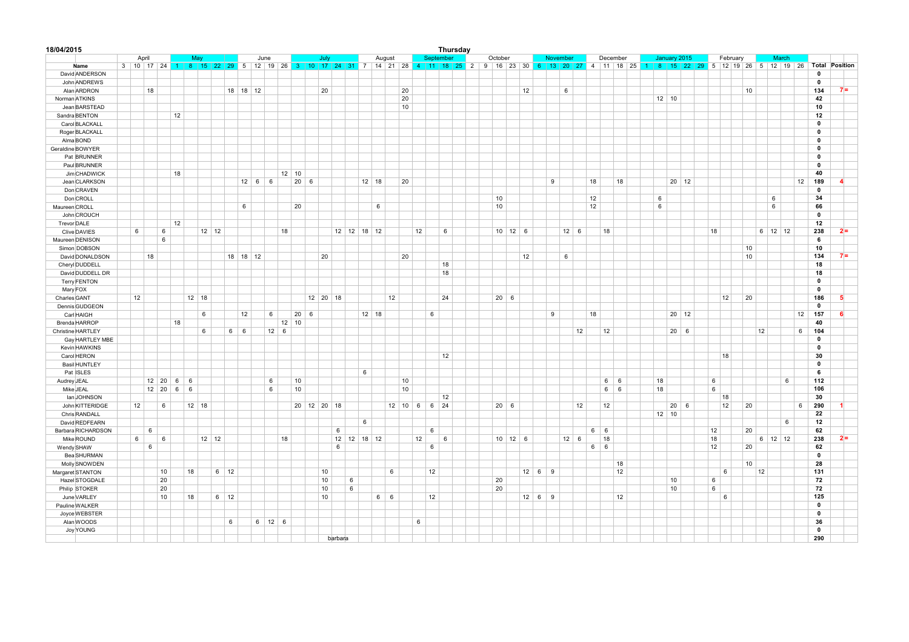**18/04/2015** **Thursday**

| | | April | | | | May | | | | | June | | | | July | | | | | August | | | | September | | | | October | | | | | November | | | | December | | | | January 2015 | | | | | February | | | | March | | | | | |
|---|---|---|---|---|---|---|---|---|---|---|---|---|---|---|---|---|---|---|---|---|---|---|---|---|---|---|---|---|---|---|---|---|---|---|---|---|---|---|---|---|---|---|---|---|---|---|---|---|---|---|---|---|---|---|---|
| | **Name** | 3 | 10 | 17 | 24 | 1 | 8 | 15 | 22 | 29 | 5 | 12 | 19 | 26 | 3 | 10 | 17 | 24 | 31 | 7 | 14 | 21 | 28 | 4 | 11 | 18 | 25 | 2 | 9 | 16 | 23 | 30 | 6 | 13 | 20 | 27 | 4 | 11 | 18 | 25 | 1 | 8 | 15 | 22 | 29 | 5 | 12 | 19 | 26 | 5 | 12 | 19 | 26 | **Total** | **Position** |
| David | ANDERSON | | | | | | | | | | | | | | | | | | | | | | | | | | | | | | | | | | | | | | | | | | | | | | | | | | | | | **0** | |
| John | ANDREWS | | | | | | | | | | | | | | | | | | | | | | | | | | | | | | | | | | | | | | | | | | | | | | | | | | | | | **0** | |
| Alan | ARDRON | | | 18 | | | | | | 18 | 18 | 12 | | | | | 20 | | | | | | 20 | | | | | | | | | 12 | | | 6 | | | | | | | | | | | | | | 10 | | | | | **134** | 7= |
| Norman | ATKINS | | | | | | | | | | | | | | | | | | | | | | 20 | | | | | | | | | | | | | | | | | | | 12 | 10 | | | | | | | | | | | **42** | |
| Jean | BARSTEAD | | | | | | | | | | | | | | | | | | | | | | 10 | | | | | | | | | | | | | | | | | | | | | | | | | | | | | | | **10** | |
| Sandra | BENTON | | | | | 12 | | | | | | | | | | | | | | | | | | | | | | | | | | | | | | | | | | | | | | | | | | | | | | | | **12** | |
| Carol | BLACKALL | | | | | | | | | | | | | | | | | | | | | | | | | | | | | | | | | | | | | | | | | | | | | | | | | | | | | **0** | |
| Roger | BLACKALL | | | | | | | | | | | | | | | | | | | | | | | | | | | | | | | | | | | | | | | | | | | | | | | | | | | | | **0** | |
| Alma | BOND | | | | | | | | | | | | | | | | | | | | | | | | | | | | | | | | | | | | | | | | | | | | | | | | | | | | | **0** | |
| Geraldine | BOWYER | | | | | | | | | | | | | | | | | | | | | | | | | | | | | | | | | | | | | | | | | | | | | | | | | | | | | **0** | |
| Pat | BRUNNER | | | | | | | | | | | | | | | | | | | | | | | | | | | | | | | | | | | | | | | | | | | | | | | | | | | | | **0** | |
| Paul | BRUNNER | | | | | | | | | | | | | | | | | | | | | | | | | | | | | | | | | | | | | | | | | | | | | | | | | | | | | **0** | |
| Jim | CHADWICK | | | | | 18 | | | | | | | | 12 | 10 | | | | | | | | | | | | | | | | | | | | | | | | | | | | | | | | | | | | | | | **40** | |
| Jean | CLARKSON | | | | | | | | | | 12 | 6 | 6 | | 20 | 6 | | | | 12 | 18 | | 20 | | | | | | | | | | | 9 | | | 18 | | 18 | | | | 20 | 12 | | | | | | | | | 12 | **189** | 4 |
| Don | CRAVEN | | | | | | | | | | | | | | | | | | | | | | | | | | | | | | | | | | | | | | | | | | | | | | | | | | | | | **0** | |
| Don | CROLL | | | | | | | | | | | | | | | | | | | | | | | | | | | | | 10 | | | | | | | 12 | | | | | 6 | | | | | | | | | 6 | | | **34** | |
| Maureen | CROLL | | | | | | | | | | 6 | | | | 20 | | | | | | 6 | | | | | | | | | 10 | | | | | | | 12 | | | | | 6 | | | | | | | | | 6 | | | **66** | |
| John | CROUCH | | | | | | | | | | | | | | | | | | | | | | | | | | | | | | | | | | | | | | | | | | | | | | | | | | | | | **0** | |
| Trevor | DALE | | | | | 12 | | | | | | | | | | | | | | | | | | | | | | | | | | | | | | | | | | | | | | | | | | | | | | | | **12** | |
| Clive | DAVIES | 6 | | | 6 | | | 12 | 12 | | | | | 18 | | | | 12 | 12 | 18 | 12 | | | 12 | | 6 | | | | 10 | 12 | 6 | | | 12 | 6 | | 18 | | | | | | | | 18 | | | | 6 | 12 | 12 | | **238** | 2= |
| Maureen | DENISON | | | | 6 | | | | | | | | | | | | | | | | | | | | | | | | | | | | | | | | | | | | | | | | | | | | | | | | | **6** | |
| Simon | DOBSON | | | | | | | | | | | | | | | | | | | | | | | | | | | | | | | | | | | | | | | | | | | | | | | | 10 | | | | | **10** | |
| David | DONALDSON | | | 18 | | | | | | 18 | 18 | 12 | | | | | 20 | | | | | | 20 | | | | | | | | | 12 | | | 6 | | | | | | | | | | | | | | 10 | | | | | **134** | 7= |
| Cheryl | DUDDELL | | | | | | | | | | | | | | | | | | | | | | | | | 18 | | | | | | | | | | | | | | | | | | | | | | | | | | | | **18** | |
| David | DUDDELL DR | | | | | | | | | | | | | | | | | | | | | | | | | 18 | | | | | | | | | | | | | | | | | | | | | | | | | | | | **18** | |
| Terry | FENTON | | | | | | | | | | | | | | | | | | | | | | | | | | | | | | | | | | | | | | | | | | | | | | | | | | | | | **0** | |
| Mary | FOX | | | | | | | | | | | | | | | | | | | | | | | | | | | | | | | | | | | | | | | | | | | | | | | | | | | | | **0** | |
| Charles | GANT | | 12 | | | | 12 | 18 | | | | | | | | 12 | 20 | 18 | | | | 12 | | | | 24 | | | | 20 | 6 | | | | | | | | | | | | | | | | 12 | | 20 | | | | | **186** | 5 |
| Dennis | GUDGEON | | | | | | | | | | | | | | | | | | | | | | | | | | | | | | | | | | | | | | | | | | | | | | | | | | | | | **0** | |
| Carl | HAIGH | | | | | | | 6 | | | 12 | | 6 | | 20 | 6 | | | | 12 | 18 | | | | 6 | | | | | | | | | 9 | | | 18 | | | | | | 20 | 12 | | | | | | | | | 12 | **157** | 6 |
| Brenda | HARROP | | | | | 18 | | | | | | | | 12 | 10 | | | | | | | | | | | | | | | | | | | | | | | | | | | | | | | | | | | | | | | **40** | |
| Christine | HARTLEY | | | | | | | 6 | | 6 | 6 | | 12 | 6 | | | | | | | | | | | | | | | | | | | | | | 12 | | 12 | | | | | 20 | 6 | | | | | | 12 | | | 6 | **104** | |
| Gay | HARTLEY MBE | | | | | | | | | | | | | | | | | | | | | | | | | | | | | | | | | | | | | | | | | | | | | | | | | | | | | **0** | |
| Kevin | HAWKINS | | | | | | | | | | | | | | | | | | | | | | | | | | | | | | | | | | | | | | | | | | | | | | | | | | | | | **0** | |
| Carol | HERON | | | | | | | | | | | | | | | | | | | | | | | | | 12 | | | | | | | | | | | | | | | | | | | | | 18 | | | | | | | **30** | |
| Basil | HUNTLEY | | | | | | | | | | | | | | | | | | | | | | | | | | | | | | | | | | | | | | | | | | | | | | | | | | | | | **0** | |
| Pat | ISLES | | | | | | | | | | | | | | | | | | | 6 | | | | | | | | | | | | | | | | | | | | | | | | | | | | | | | | | | **6** | |
| Audrey | JEAL | | | 12 | 20 | 6 | 6 | | | | | | 6 | | 10 | | | | | | | | 10 | | | | | | | | | | | | | | | 6 | 6 | | | 18 | | | | 6 | | | | | | 6 | | **112** | |
| Mike | JEAL | | | 12 | 20 | 6 | 6 | | | | | | 6 | | 10 | | | | | | | | 10 | | | | | | | | | | | | | | | 6 | 6 | | | 18 | | | | 6 | | | | | | | | **106** | |
| Ian | JOHNSON | | | | | | | | | | | | | | | | | | | | | | | | | 12 | | | | | | | | | | | | | | | | | | | | | 18 | | | | | | | **30** | |
| John | KITTERIDGE | | 12 | | 6 | | 12 | 18 | | | | | | | 20 | 12 | 20 | 18 | | | | 12 | 10 | 6 | 6 | 24 | | | | 20 | 6 | | | | | 12 | | 12 | | | | | 20 | 6 | | | 12 | | 20 | | | | 6 | **290** | 1 |
| Chris | RANDALL | | | | | | | | | | | | | | | | | | | | | | | | | | | | | | | | | | | | | | | | | 12 | 10 | | | | | | | | | | | **22** | |
| David | REDFEARN | | | | | | | | | | | | | | | | | | | 6 | | | | | | | | | | | | | | | | | | | | | | | | | | | | | | | | 6 | | **12** | |
| Barbara | RICHARDSON | | 6 | | | | | | | | | | | | | | | 6 | | | | | | | 6 | | | | | | | | | | | | 6 | 6 | | | | | | | | 12 | | | 20 | | | | | **62** | |
| Mike | ROUND | 6 | | | 6 | | | 12 | 12 | | | | | 18 | | | | 12 | 12 | 18 | 12 | | | 12 | | 6 | | | | 10 | 12 | 6 | | | 12 | 6 | | 18 | | | | | | | | 18 | | | | 6 | 12 | 12 | | **238** | 2= |
| Wendy | SHAW | | 6 | | | | | | | | | | | | | | | 6 | | | | | | | 6 | | | | | | | | | | | | 6 | 6 | | | | | | | | 12 | | | 20 | | | | | **62** | |
| Bea | SHURMAN | | | | | | | | | | | | | | | | | | | | | | | | | | | | | | | | | | | | | | | | | | | | | | | | | | | | | **0** | |
| Molly | SNOWDEN | | | | | | | | | | | | | | | | | | | | | | | | | | | | | | | | | | | | | | 18 | | | | | | | | | | 10 | | | | | **28** | |
| Margaret | STANTON | | | | 10 | | 18 | | 6 | 12 | | | | | | | 10 | | | | | 6 | | | 12 | | | | | | | 12 | 6 | 9 | | | | | 12 | | | | | | | | 6 | | | 12 | | | | **131** | |
| Hazel | STOGDALE | | | | 20 | | | | | | | | | | | | 10 | | 6 | | | | | | | | | | | 20 | | | | | | | | | | | | | 10 | | | 6 | | | | | | | | **72** | |
| Philip | STOKER | | | | 20 | | | | | | | | | | | | 10 | | 6 | | | | | | | | | | | 20 | | | | | | | | | | | | | 10 | | | 6 | | | | | | | | **72** | |
| June | VARLEY | | | | 10 | | 18 | | 6 | 12 | | | | | | | 10 | | | | 6 | 6 | | | 12 | | | | | | | 12 | 6 | 9 | | | | | 12 | | | | | | | | 6 | | | | | | | **125** | |
| Pauline | WALKER | | | | | | | | | | | | | | | | | | | | | | | | | | | | | | | | | | | | | | | | | | | | | | | | | | | | | **0** | |
| Joyce | WEBSTER | | | | | | | | | | | | | | | | | | | | | | | | | | | | | | | | | | | | | | | | | | | | | | | | | | | | | **0** | |
| Alan | WOODS | | | | | | | | | 6 | | 6 | 12 | 6 | | | | | | | | | | 6 | | | | | | | | | | | | | | | | | | | | | | | | | | | | | | **36** | |
| Joy | YOUNG | | | | | | | | | | | | | | | | | | | | | | | | | | | | | | | | | | | | | | | | | | | | | | | | | | | | | **0** | |
| | | | | | | | | | | | | | | | | | | barbara | | | | | | | | | | | | | | | | | | | | | | | | | | | | | | | | | | | | **290** | |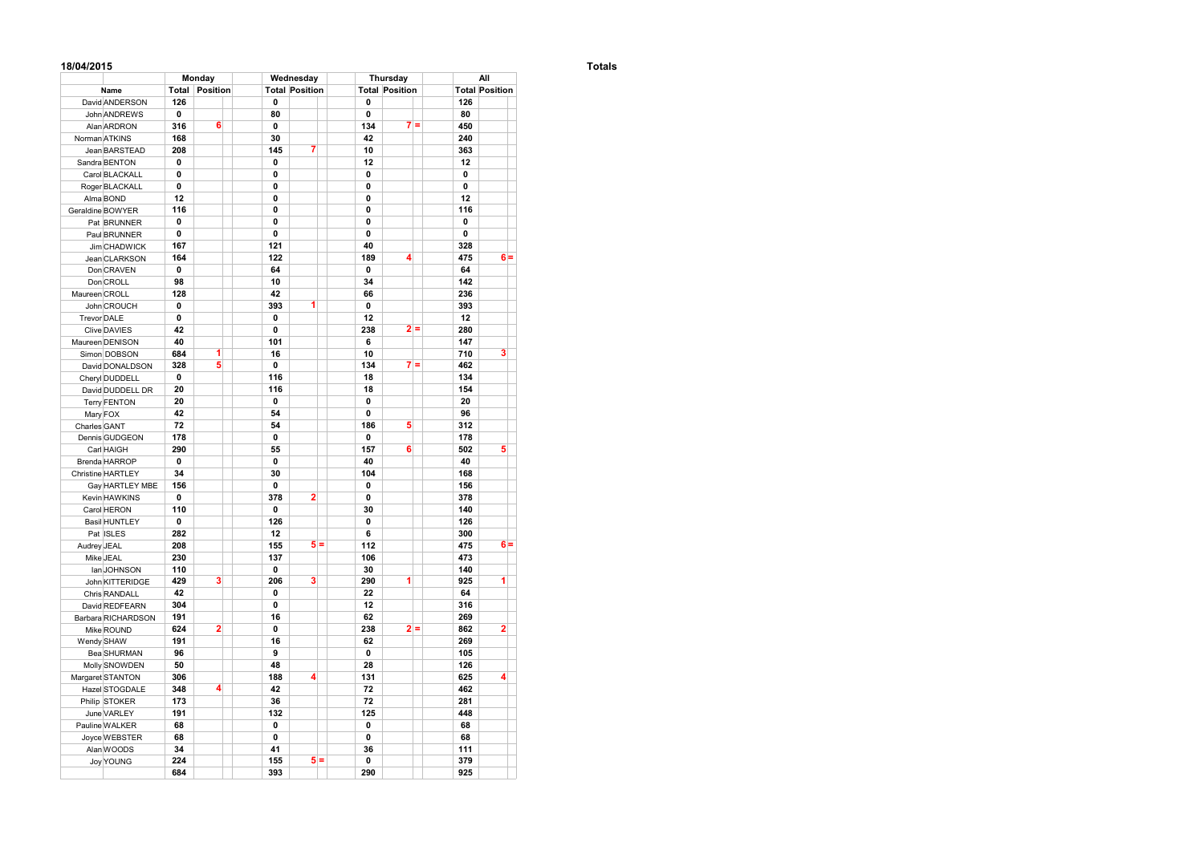18/04/2015

Totals

| | | Monday | | | Wednesday | | | Thursday | | | All | | |
|---|---|---|---|---|---|---|---|---|---|---|---|---|---|
| Name | | Total | Position | | Total | Position | | Total | Position | | Total | Position | |
| David | ANDERSON | 126 | | | 0 | | | 0 | | | 126 | | |
| John | ANDREWS | 0 | | | 80 | | | 0 | | | 80 | | |
| Alan | ARDRON | 316 | 6 | | 0 | | | 134 | 7 | = | 450 | | |
| Norman | ATKINS | 168 | | | 30 | | | 42 | | | 240 | | |
| Jean | BARSTEAD | 208 | | | 145 | 7 | | 10 | | | 363 | | |
| Sandra | BENTON | 0 | | | 0 | | | 12 | | | 12 | | |
| Carol | BLACKALL | 0 | | | 0 | | | 0 | | | 0 | | |
| Roger | BLACKALL | 0 | | | 0 | | | 0 | | | 0 | | |
| Alma | BOND | 12 | | | 0 | | | 0 | | | 12 | | |
| Geraldine | BOWYER | 116 | | | 0 | | | 0 | | | 116 | | |
| Pat | BRUNNER | 0 | | | 0 | | | 0 | | | 0 | | |
| Paul | BRUNNER | 0 | | | 0 | | | 0 | | | 0 | | |
| Jim | CHADWICK | 167 | | | 121 | | | 40 | | | 328 | | |
| Jean | CLARKSON | 164 | | | 122 | | | 189 | 4 | | 475 | 6 | = |
| Don | CRAVEN | 0 | | | 64 | | | 0 | | | 64 | | |
| Don | CROLL | 98 | | | 10 | | | 34 | | | 142 | | |
| Maureen | CROLL | 128 | | | 42 | | | 66 | | | 236 | | |
| John | CROUCH | 0 | | | 393 | 1 | | 0 | | | 393 | | |
| Trevor | DALE | 0 | | | 0 | | | 12 | | | 12 | | |
| Clive | DAVIES | 42 | | | 0 | | | 238 | 2 | = | 280 | | |
| Maureen | DENISON | 40 | | | 101 | | | 6 | | | 147 | | |
| Simon | DOBSON | 684 | 1 | | 16 | | | 10 | | | 710 | 3 | |
| David | DONALDSON | 328 | 5 | | 0 | | | 134 | 7 | = | 462 | | |
| Cheryl | DUDDELL | 0 | | | 116 | | | 18 | | | 134 | | |
| David | DUDDELL DR | 20 | | | 116 | | | 18 | | | 154 | | |
| Terry | FENTON | 20 | | | 0 | | | 0 | | | 20 | | |
| Mary | FOX | 42 | | | 54 | | | 0 | | | 96 | | |
| Charles | GANT | 72 | | | 54 | | | 186 | 5 | | 312 | | |
| Dennis | GUDGEON | 178 | | | 0 | | | 0 | | | 178 | | |
| Carl | HAIGH | 290 | | | 55 | | | 157 | 6 | | 502 | 5 | |
| Brenda | HARROP | 0 | | | 0 | | | 40 | | | 40 | | |
| Christine | HARTLEY | 34 | | | 30 | | | 104 | | | 168 | | |
| Gay | HARTLEY MBE | 156 | | | 0 | | | 0 | | | 156 | | |
| Kevin | HAWKINS | 0 | | | 378 | 2 | | 0 | | | 378 | | |
| Carol | HERON | 110 | | | 0 | | | 30 | | | 140 | | |
| Basil | HUNTLEY | 0 | | | 126 | | | 0 | | | 126 | | |
| Pat | ISLES | 282 | | | 12 | | | 6 | | | 300 | | |
| Audrey | JEAL | 208 | | | 155 | 5 | = | 112 | | | 475 | 6 | = |
| Mike | JEAL | 230 | | | 137 | | | 106 | | | 473 | | |
| Ian | JOHNSON | 110 | | | 0 | | | 30 | | | 140 | | |
| John | KITTERIDGE | 429 | 3 | | 206 | 3 | | 290 | 1 | | 925 | 1 | |
| Chris | RANDALL | 42 | | | 0 | | | 22 | | | 64 | | |
| David | REDFEARN | 304 | | | 0 | | | 12 | | | 316 | | |
| Barbara | RICHARDSON | 191 | | | 16 | | | 62 | | | 269 | | |
| Mike | ROUND | 624 | 2 | | 0 | | | 238 | 2 | = | 862 | 2 | |
| Wendy | SHAW | 191 | | | 16 | | | 62 | | | 269 | | |
| Bea | SHURMAN | 96 | | | 9 | | | 0 | | | 105 | | |
| Molly | SNOWDEN | 50 | | | 48 | | | 28 | | | 126 | | |
| Margaret | STANTON | 306 | | | 188 | 4 | | 131 | | | 625 | 4 | |
| Hazel | STOGDALE | 348 | 4 | | 42 | | | 72 | | | 462 | | |
| Philip | STOKER | 173 | | | 36 | | | 72 | | | 281 | | |
| June | VARLEY | 191 | | | 132 | | | 125 | | | 448 | | |
| Pauline | WALKER | 68 | | | 0 | | | 0 | | | 68 | | |
| Joyce | WEBSTER | 68 | | | 0 | | | 0 | | | 68 | | |
| Alan | WOODS | 34 | | | 41 | | | 36 | | | 111 | | |
| Joy | YOUNG | 224 | | | 155 | 5 | = | 0 | | | 379 | | |
| | | 684 | | | 393 | | | 290 | | | 925 | | |